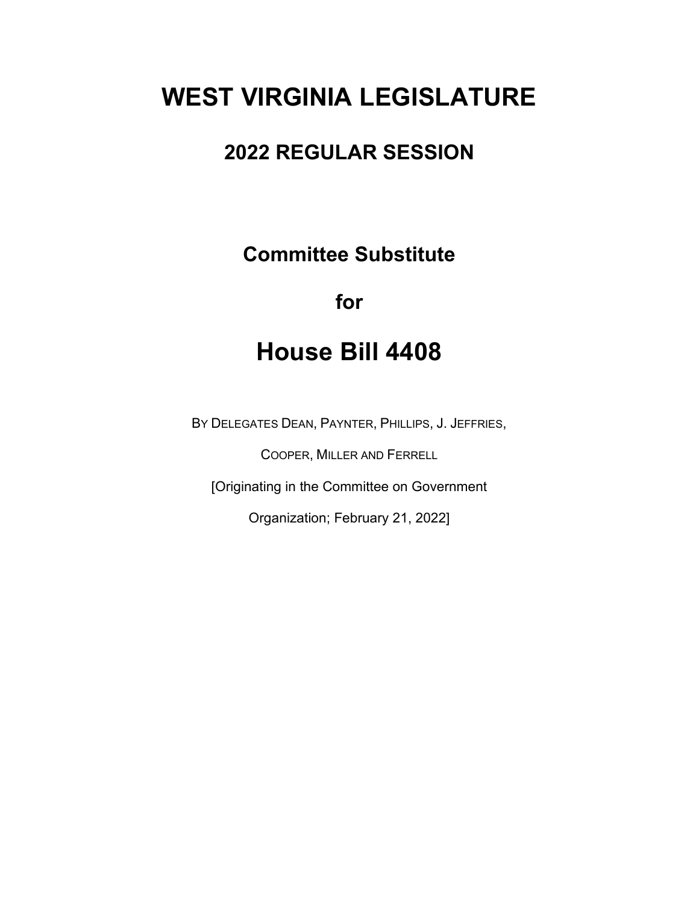# WEST VIRGINIA LEGISLATURE

## 2022 REGULAR SESSION

**Committee Substitute**

**for**

# House Bill 4408

BY DELEGATES DEAN, PAYNTER, PHILLIPS, J. JEFFRIES,

COOPER, MILLER AND FERRELL

[Originating in the Committee on Government

Organization; February 21, 2022]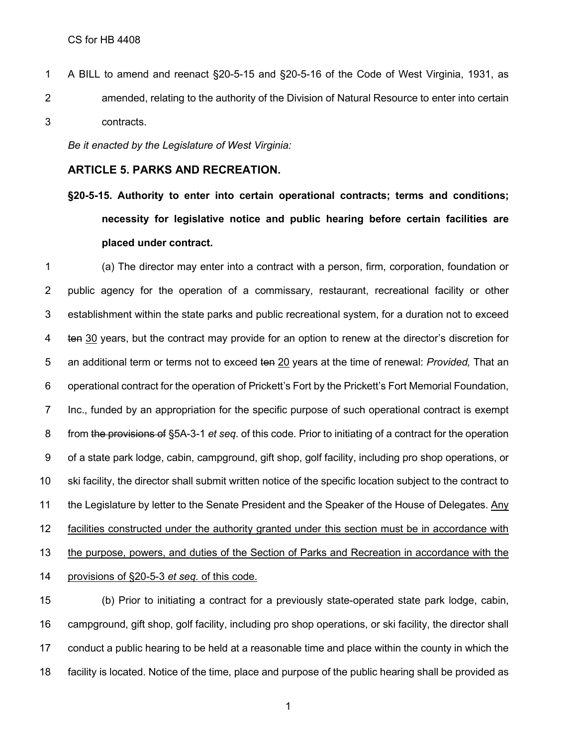A BILL to amend and reenact §20-5-15 and §20-5-16 of the Code of West Virginia, 1931, as amended, relating to the authority of the Division of Natural Resource to enter into certain contracts.

*Be it enacted by the Legislature of West Virginia:*

## ARTICLE 5. PARKS AND RECREATION.

### §20-5-15. Authority to enter into certain operational contracts; terms and conditions; necessity for legislative notice and public hearing before certain facilities are placed under contract.

(a) The director may enter into a contract with a person, firm, corporation, foundation or public agency for the operation of a commissary, restaurant, recreational facility or other establishment within the state parks and public recreational system, for a duration not to exceed ~~ten~~ <u>30</u> years, but the contract may provide for an option to renew at the director's discretion for an additional term or terms not to exceed ~~ten~~ <u>20</u> years at the time of renewal: *Provided,* That an operational contract for the operation of Prickett's Fort by the Prickett's Fort Memorial Foundation, Inc., funded by an appropriation for the specific purpose of such operational contract is exempt from ~~the provisions of~~ §5A-3-1 *et seq.* of this code. Prior to initiating of a contract for the operation of a state park lodge, cabin, campground, gift shop, golf facility, including pro shop operations, or ski facility, the director shall submit written notice of the specific location subject to the contract to the Legislature by letter to the Senate President and the Speaker of the House of Delegates. <u>Any facilities constructed under the authority granted under this section must be in accordance with the purpose, powers, and duties of the Section of Parks and Recreation in accordance with the provisions of §20-5-3 *et seq.* of this code.</u>

(b) Prior to initiating a contract for a previously state-operated state park lodge, cabin, campground, gift shop, golf facility, including pro shop operations, or ski facility, the director shall conduct a public hearing to be held at a reasonable time and place within the county in which the facility is located. Notice of the time, place and purpose of the public hearing shall be provided as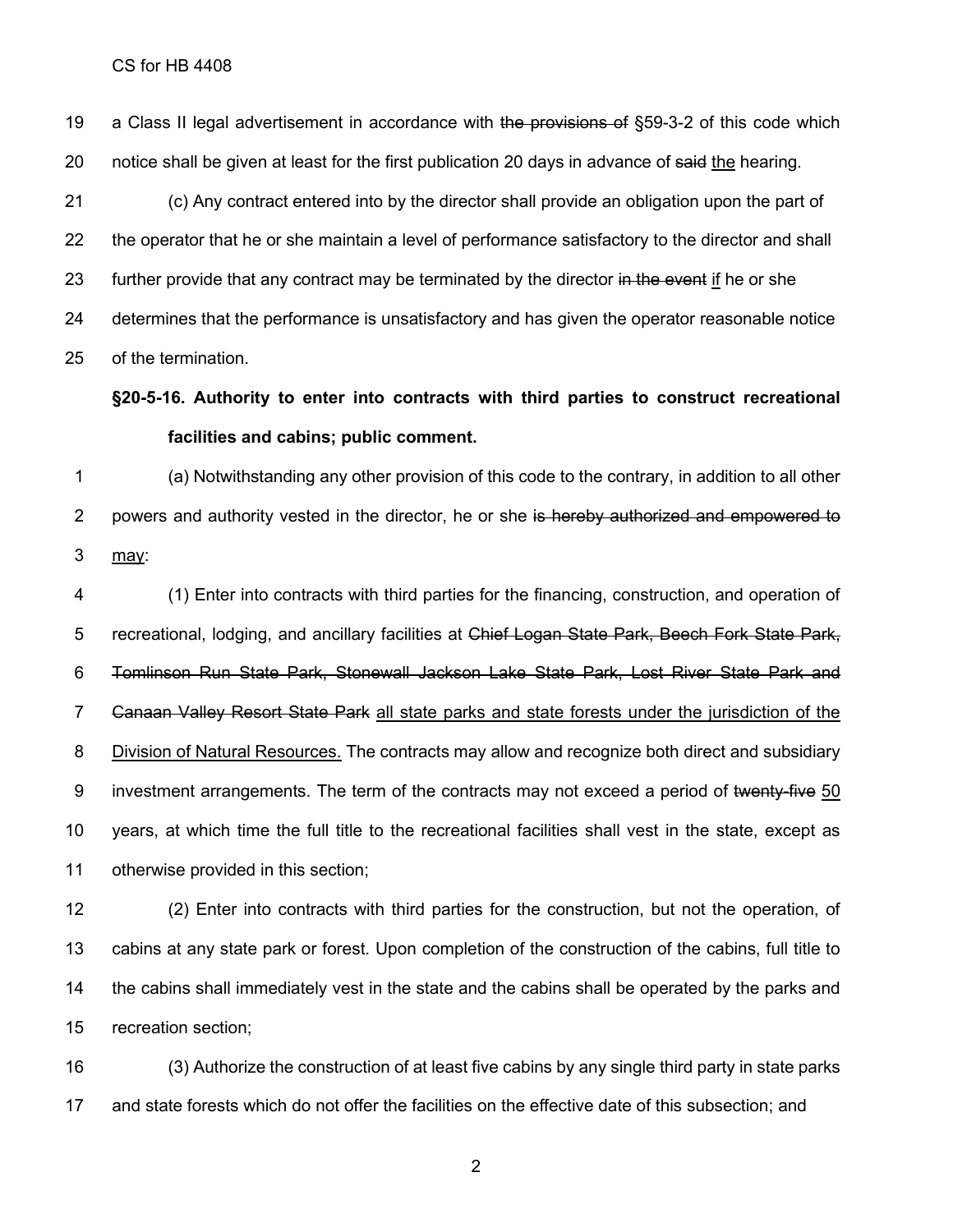a Class II legal advertisement in accordance with ~~the provisions of~~ §59-3-2 of this code which notice shall be given at least for the first publication 20 days in advance of ~~said~~ the hearing.

(c) Any contract entered into by the director shall provide an obligation upon the part of the operator that he or she maintain a level of performance satisfactory to the director and shall further provide that any contract may be terminated by the director ~~in the event~~ if he or she determines that the performance is unsatisfactory and has given the operator reasonable notice of the termination.

**§20-5-16. Authority to enter into contracts with third parties to construct recreational facilities and cabins; public comment.**

(a) Notwithstanding any other provision of this code to the contrary, in addition to all other powers and authority vested in the director, he or she ~~is hereby authorized and empowered to~~ may:

(1) Enter into contracts with third parties for the financing, construction, and operation of recreational, lodging, and ancillary facilities at ~~Chief Logan State Park, Beech Fork State Park, Tomlinson Run State Park, Stonewall Jackson Lake State Park, Lost River State Park and Canaan Valley Resort State Park~~ all state parks and state forests under the jurisdiction of the Division of Natural Resources. The contracts may allow and recognize both direct and subsidiary investment arrangements. The term of the contracts may not exceed a period of ~~twenty-five~~ 50 years, at which time the full title to the recreational facilities shall vest in the state, except as otherwise provided in this section;

(2) Enter into contracts with third parties for the construction, but not the operation, of cabins at any state park or forest. Upon completion of the construction of the cabins, full title to the cabins shall immediately vest in the state and the cabins shall be operated by the parks and recreation section;

(3) Authorize the construction of at least five cabins by any single third party in state parks and state forests which do not offer the facilities on the effective date of this subsection; and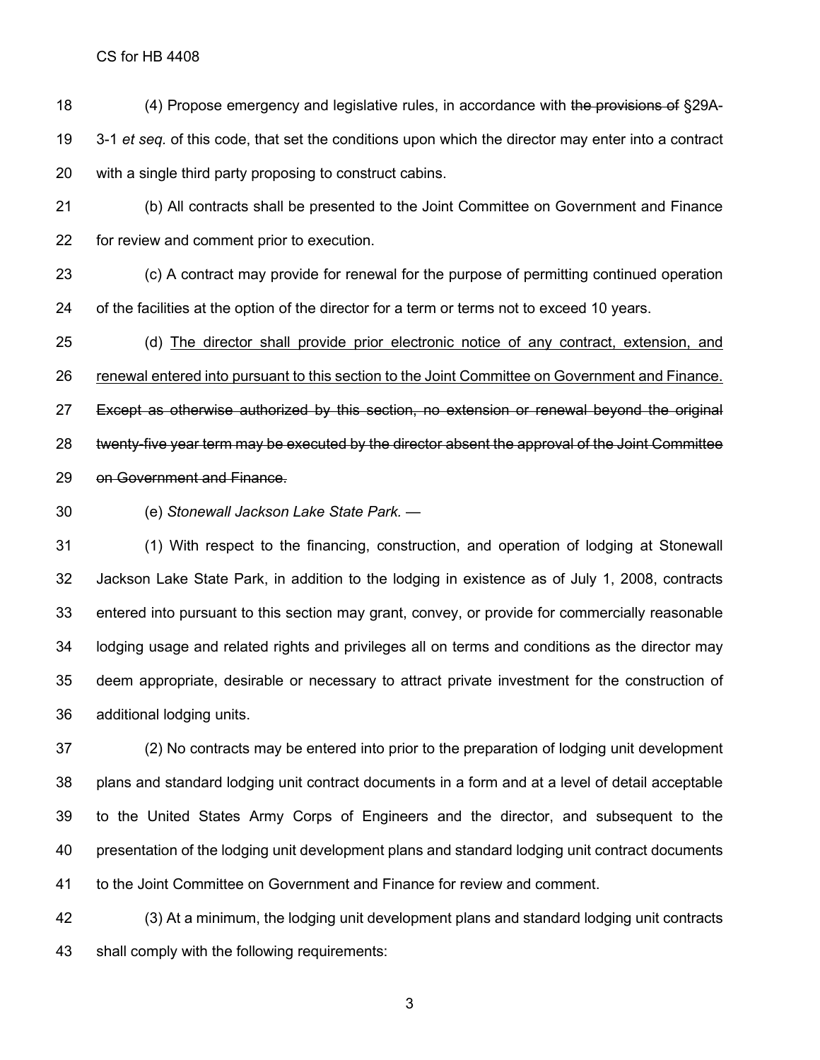(4) Propose emergency and legislative rules, in accordance with ~~the provisions of~~ §29A-3-1 *et seq.* of this code, that set the conditions upon which the director may enter into a contract with a single third party proposing to construct cabins.

(b) All contracts shall be presented to the Joint Committee on Government and Finance for review and comment prior to execution.

(c) A contract may provide for renewal for the purpose of permitting continued operation of the facilities at the option of the director for a term or terms not to exceed 10 years.

(d) <u>The director shall provide prior electronic notice of any contract, extension, and renewal entered into pursuant to this section to the Joint Committee on Government and Finance.</u> ~~Except as otherwise authorized by this section, no extension or renewal beyond the original twenty-five year term may be executed by the director absent the approval of the Joint Committee on Government and Finance.~~

(e) *Stonewall Jackson Lake State Park.* —

(1) With respect to the financing, construction, and operation of lodging at Stonewall Jackson Lake State Park, in addition to the lodging in existence as of July 1, 2008, contracts entered into pursuant to this section may grant, convey, or provide for commercially reasonable lodging usage and related rights and privileges all on terms and conditions as the director may deem appropriate, desirable or necessary to attract private investment for the construction of additional lodging units.

(2) No contracts may be entered into prior to the preparation of lodging unit development plans and standard lodging unit contract documents in a form and at a level of detail acceptable to the United States Army Corps of Engineers and the director, and subsequent to the presentation of the lodging unit development plans and standard lodging unit contract documents to the Joint Committee on Government and Finance for review and comment.

(3) At a minimum, the lodging unit development plans and standard lodging unit contracts shall comply with the following requirements: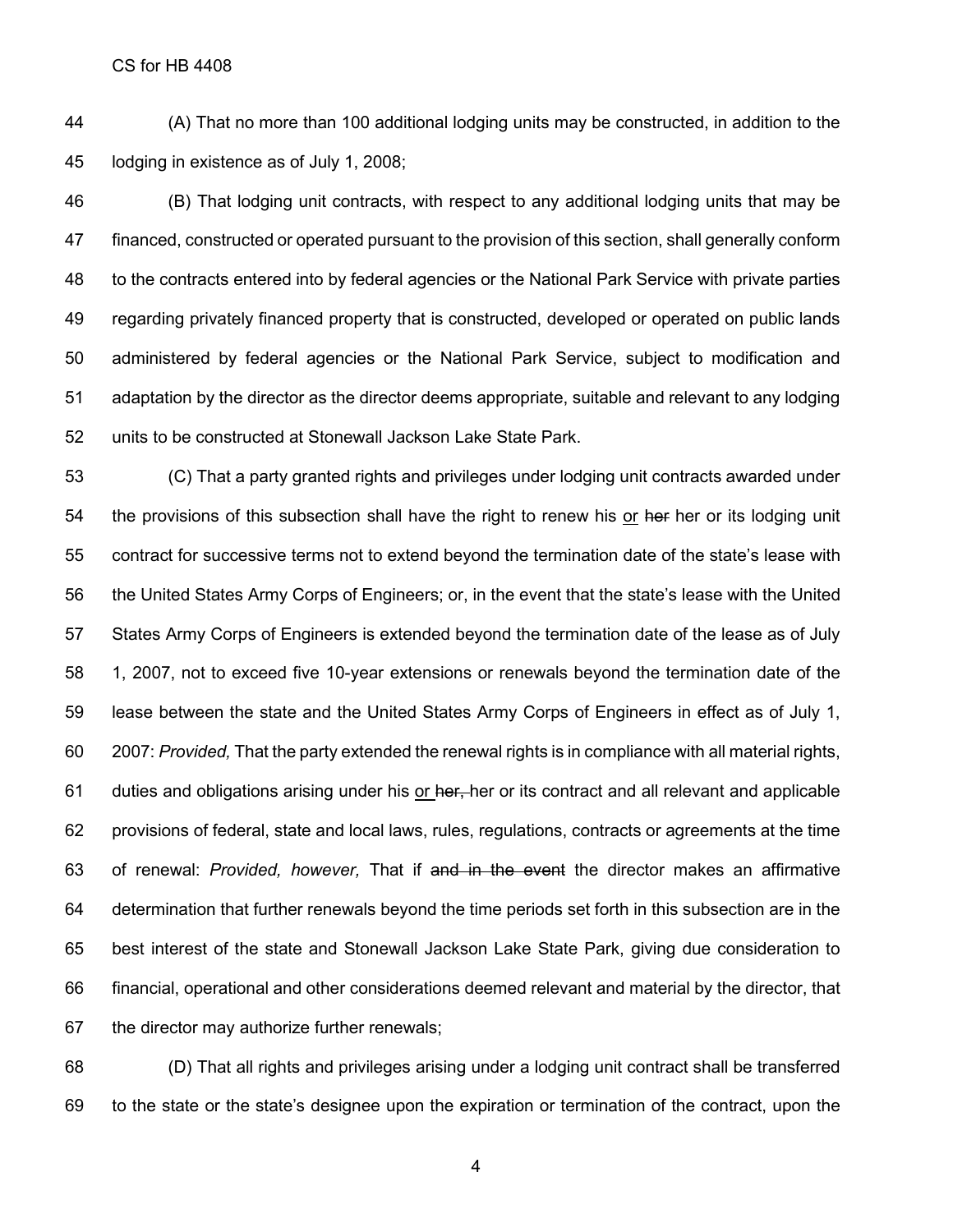(A) That no more than 100 additional lodging units may be constructed, in addition to the lodging in existence as of July 1, 2008;

(B) That lodging unit contracts, with respect to any additional lodging units that may be financed, constructed or operated pursuant to the provision of this section, shall generally conform to the contracts entered into by federal agencies or the National Park Service with private parties regarding privately financed property that is constructed, developed or operated on public lands administered by federal agencies or the National Park Service, subject to modification and adaptation by the director as the director deems appropriate, suitable and relevant to any lodging units to be constructed at Stonewall Jackson Lake State Park.

(C) That a party granted rights and privileges under lodging unit contracts awarded under the provisions of this subsection shall have the right to renew his <u>or</u> ~~her~~ her or its lodging unit contract for successive terms not to extend beyond the termination date of the state's lease with the United States Army Corps of Engineers; or, in the event that the state's lease with the United States Army Corps of Engineers is extended beyond the termination date of the lease as of July 1, 2007, not to exceed five 10-year extensions or renewals beyond the termination date of the lease between the state and the United States Army Corps of Engineers in effect as of July 1, 2007: *Provided,* That the party extended the renewal rights is in compliance with all material rights, duties and obligations arising under his <u>or</u> ~~her,~~ her or its contract and all relevant and applicable provisions of federal, state and local laws, rules, regulations, contracts or agreements at the time of renewal: *Provided, however,* That if ~~and in the event~~ the director makes an affirmative determination that further renewals beyond the time periods set forth in this subsection are in the best interest of the state and Stonewall Jackson Lake State Park, giving due consideration to financial, operational and other considerations deemed relevant and material by the director, that the director may authorize further renewals;

(D) That all rights and privileges arising under a lodging unit contract shall be transferred to the state or the state's designee upon the expiration or termination of the contract, upon the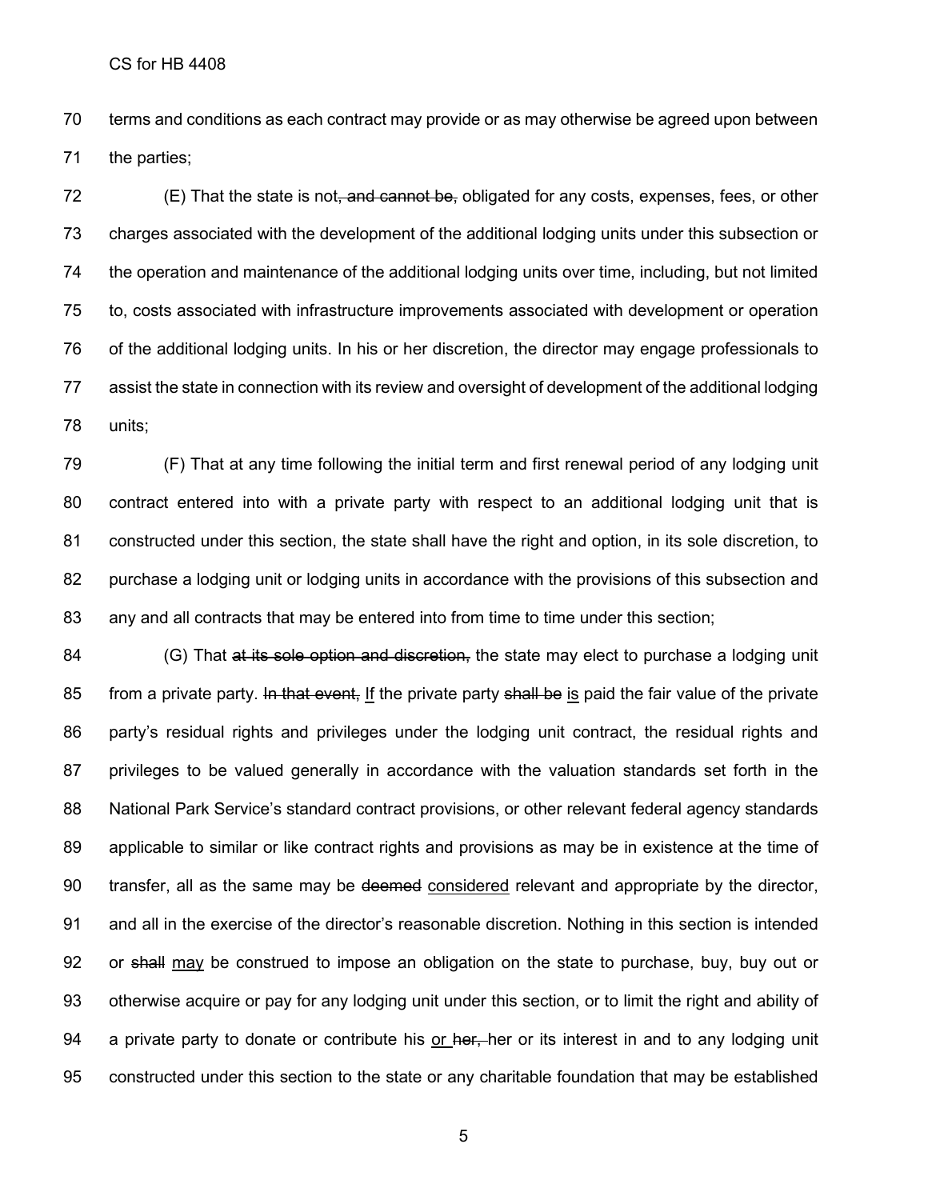terms and conditions as each contract may provide or as may otherwise be agreed upon between the parties;

(E) That the state is not~~, and cannot be,~~ obligated for any costs, expenses, fees, or other charges associated with the development of the additional lodging units under this subsection or the operation and maintenance of the additional lodging units over time, including, but not limited to, costs associated with infrastructure improvements associated with development or operation of the additional lodging units. In his or her discretion, the director may engage professionals to assist the state in connection with its review and oversight of development of the additional lodging units;

(F) That at any time following the initial term and first renewal period of any lodging unit contract entered into with a private party with respect to an additional lodging unit that is constructed under this section, the state shall have the right and option, in its sole discretion, to purchase a lodging unit or lodging units in accordance with the provisions of this subsection and any and all contracts that may be entered into from time to time under this section;

(G) That ~~at its sole option and discretion,~~ the state may elect to purchase a lodging unit from a private party. ~~In that event,~~ <u>If</u> the private party ~~shall be~~ <u>is</u> paid the fair value of the private party's residual rights and privileges under the lodging unit contract, the residual rights and privileges to be valued generally in accordance with the valuation standards set forth in the National Park Service's standard contract provisions, or other relevant federal agency standards applicable to similar or like contract rights and provisions as may be in existence at the time of transfer, all as the same may be ~~deemed~~ <u>considered</u> relevant and appropriate by the director, and all in the exercise of the director's reasonable discretion. Nothing in this section is intended or ~~shall~~ <u>may</u> be construed to impose an obligation on the state to purchase, buy, buy out or otherwise acquire or pay for any lodging unit under this section, or to limit the right and ability of a private party to donate or contribute his <u>or</u> ~~her,~~ her or its interest in and to any lodging unit constructed under this section to the state or any charitable foundation that may be established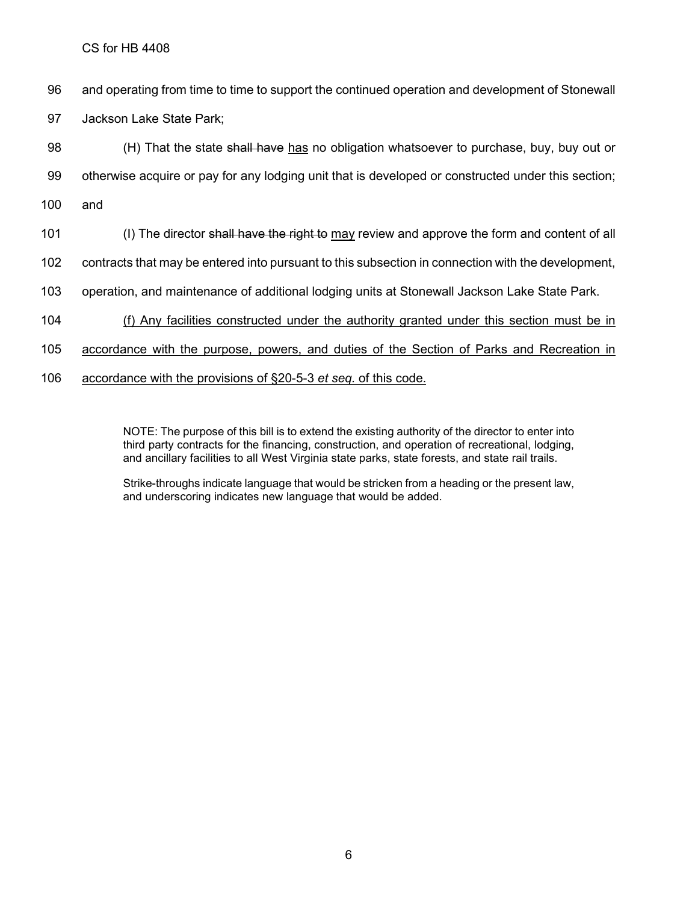and operating from time to time to support the continued operation and development of Stonewall Jackson Lake State Park;

(H) That the state ~~shall have~~ has no obligation whatsoever to purchase, buy, buy out or otherwise acquire or pay for any lodging unit that is developed or constructed under this section; and

(I) The director ~~shall have the right to~~ may review and approve the form and content of all contracts that may be entered into pursuant to this subsection in connection with the development, operation, and maintenance of additional lodging units at Stonewall Jackson Lake State Park.

<u>(f) Any facilities constructed under the authority granted under this section must be in accordance with the purpose, powers, and duties of the Section of Parks and Recreation in accordance with the provisions of §20-5-3 *et seq.* of this code.</u>

NOTE: The purpose of this bill is to extend the existing authority of the director to enter into third party contracts for the financing, construction, and operation of recreational, lodging, and ancillary facilities to all West Virginia state parks, state forests, and state rail trails.

Strike-throughs indicate language that would be stricken from a heading or the present law, and underscoring indicates new language that would be added.